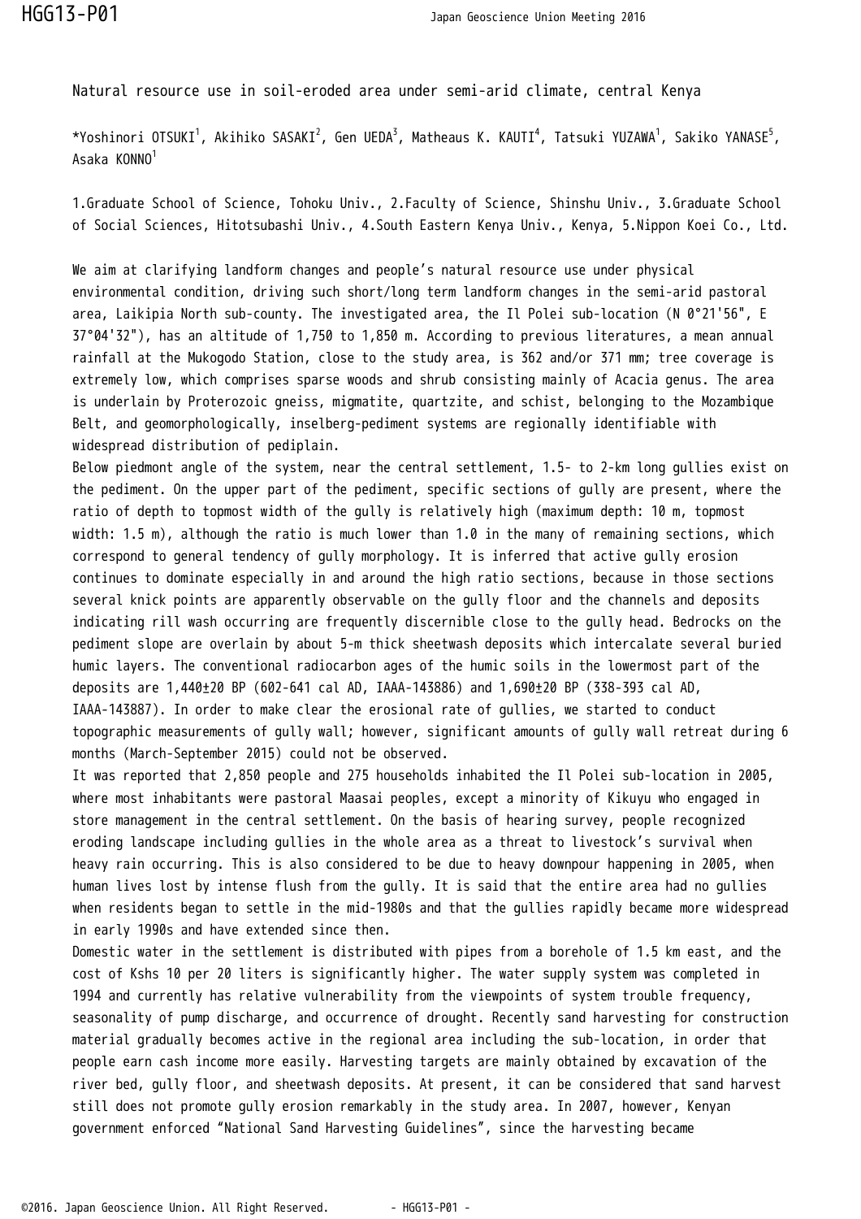# Natural resource use in soil-eroded area under semi-arid climate, central Kenya

*Yoshinori OTSUKI[1], Akihiko SASAKI[2], Gen UEDA[3], Matheaus K. KAUTI[4], Tatsuki YUZAWA[1], Sakiko YANASE[5], Asaka KONNO[1]

1.Graduate School of Science, Tohoku Univ., 2.Faculty of Science, Shinshu Univ., 3.Graduate School of Social Sciences, Hitotsubashi Univ., 4.South Eastern Kenya Univ., Kenya, 5.Nippon Koei Co., Ltd.

We aim at clarifying landform changes and people's natural resource use under physical environmental condition, driving such short/long term landform changes in the semi-arid pastoral area, Laikipia North sub-county. The investigated area, the Il Polei sub-location (N 0°21'56", E 37°04'32"), has an altitude of 1,750 to 1,850 m. According to previous literatures, a mean annual rainfall at the Mukogodo Station, close to the study area, is 362 and/or 371 mm; tree coverage is extremely low, which comprises sparse woods and shrub consisting mainly of Acacia genus. The area is underlain by Proterozoic gneiss, migmatite, quartzite, and schist, belonging to the Mozambique Belt, and geomorphologically, inselberg-pediment systems are regionally identifiable with widespread distribution of pediplain.

Below piedmont angle of the system, near the central settlement, 1.5- to 2-km long gullies exist on the pediment. On the upper part of the pediment, specific sections of gully are present, where the ratio of depth to topmost width of the gully is relatively high (maximum depth: 10 m, topmost width: 1.5 m), although the ratio is much lower than 1.0 in the many of remaining sections, which correspond to general tendency of gully morphology. It is inferred that active gully erosion continues to dominate especially in and around the high ratio sections, because in those sections several knick points are apparently observable on the gully floor and the channels and deposits indicating rill wash occurring are frequently discernible close to the gully head. Bedrocks on the pediment slope are overlain by about 5-m thick sheetwash deposits which intercalate several buried humic layers. The conventional radiocarbon ages of the humic soils in the lowermost part of the deposits are 1,440±20 BP (602-641 cal AD, IAAA-143886) and 1,690±20 BP (338-393 cal AD, IAAA-143887). In order to make clear the erosional rate of gullies, we started to conduct topographic measurements of gully wall; however, significant amounts of gully wall retreat during 6 months (March-September 2015) could not be observed.

It was reported that 2,850 people and 275 households inhabited the Il Polei sub-location in 2005, where most inhabitants were pastoral Maasai peoples, except a minority of Kikuyu who engaged in store management in the central settlement. On the basis of hearing survey, people recognized eroding landscape including gullies in the whole area as a threat to livestock's survival when heavy rain occurring. This is also considered to be due to heavy downpour happening in 2005, when human lives lost by intense flush from the gully. It is said that the entire area had no gullies when residents began to settle in the mid-1980s and that the gullies rapidly became more widespread in early 1990s and have extended since then.

Domestic water in the settlement is distributed with pipes from a borehole of 1.5 km east, and the cost of Kshs 10 per 20 liters is significantly higher. The water supply system was completed in 1994 and currently has relative vulnerability from the viewpoints of system trouble frequency, seasonality of pump discharge, and occurrence of drought. Recently sand harvesting for construction material gradually becomes active in the regional area including the sub-location, in order that people earn cash income more easily. Harvesting targets are mainly obtained by excavation of the river bed, gully floor, and sheetwash deposits. At present, it can be considered that sand harvest still does not promote gully erosion remarkably in the study area. In 2007, however, Kenyan government enforced "National Sand Harvesting Guidelines", since the harvesting became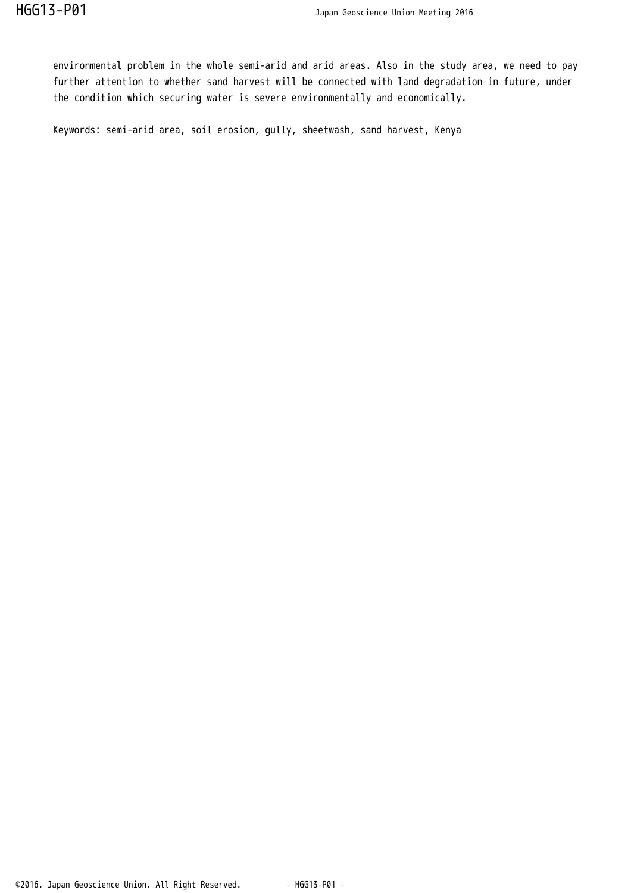environmental problem in the whole semi-arid and arid areas. Also in the study area, we need to pay further attention to whether sand harvest will be connected with land degradation in future, under the condition which securing water is severe environmentally and economically.

Keywords: semi-arid area, soil erosion, gully, sheetwash, sand harvest, Kenya